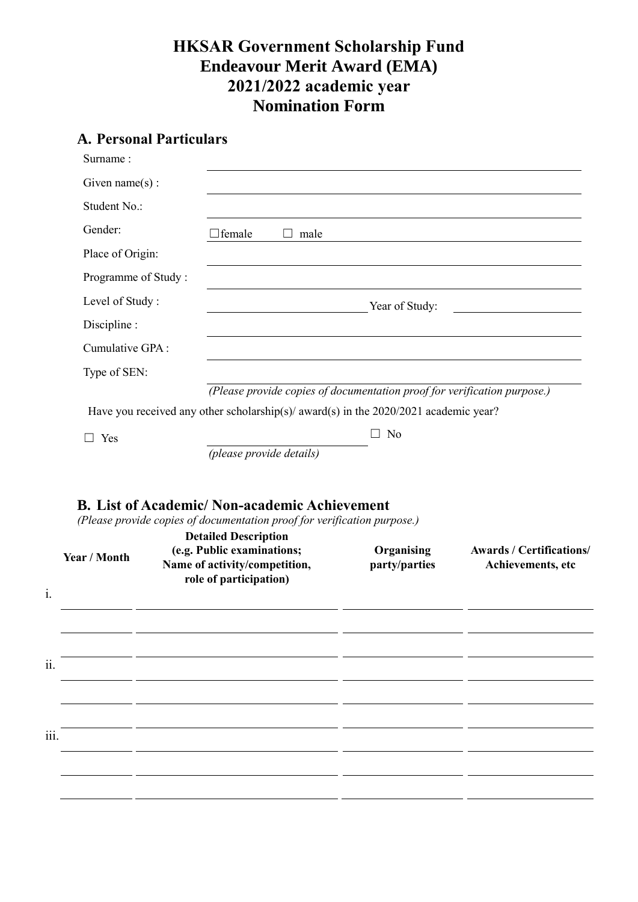# HKSAR Government Scholarship Fund
# Endeavour Merit Award (EMA)
# 2021/2022 academic year
# Nomination Form

## A. Personal Particulars

Surname : \_\_\_\_\_\_\_\_\_\_\_\_\_\_\_\_\_\_\_\_\_\_\_\_\_\_\_\_\_\_

Given name(s) : \_\_\_\_\_\_\_\_\_\_\_\_\_\_\_\_\_\_\_\_\_\_\_\_\_\_\_\_\_\_

Student No.: \_\_\_\_\_\_\_\_\_\_\_\_\_\_\_\_\_\_\_\_\_\_\_\_\_\_\_\_\_\_

Gender: ☐female ☐ male

Place of Origin: \_\_\_\_\_\_\_\_\_\_\_\_\_\_\_\_\_\_\_\_\_\_\_\_\_\_\_\_\_\_

Programme of Study : \_\_\_\_\_\_\_\_\_\_\_\_\_\_\_\_\_\_\_\_\_\_\_\_\_\_\_\_\_\_

Level of Study : \_\_\_\_\_\_\_\_\_\_\_\_\_\_\_ Year of Study: \_\_\_\_\_\_\_\_\_\_\_\_\_\_\_

Discipline : \_\_\_\_\_\_\_\_\_\_\_\_\_\_\_\_\_\_\_\_\_\_\_\_\_\_\_\_\_\_

Cumulative GPA : \_\_\_\_\_\_\_\_\_\_\_\_\_\_\_\_\_\_\_\_\_\_\_\_\_\_\_\_\_\_

Type of SEN: \_\_\_\_\_\_\_\_\_\_\_\_\_\_\_\_\_\_\_\_\_\_\_\_\_\_\_\_\_\_

*(Please provide copies of documentation proof for verification purpose.)*

Have you received any other scholarship(s)/ award(s) in the 2020/2021 academic year?

☐ Yes \_\_\_\_\_\_\_\_\_\_\_\_\_\_\_ ☐ No

*(please provide details)*

## B. List of Academic/ Non-academic Achievement

*(Please provide copies of documentation proof for verification purpose.)*

| | Year / Month | Detailed Description (e.g. Public examinations; Name of activity/competition, role of participation) | Organising party/parties | Awards / Certifications/ Achievements, etc |
|---|---|---|---|---|
| i. | | | | |
| | | | | |
| | | | | |
| ii. | | | | |
| | | | | |
| | | | | |
| iii. | | | | |
| | | | | |
| | | | | |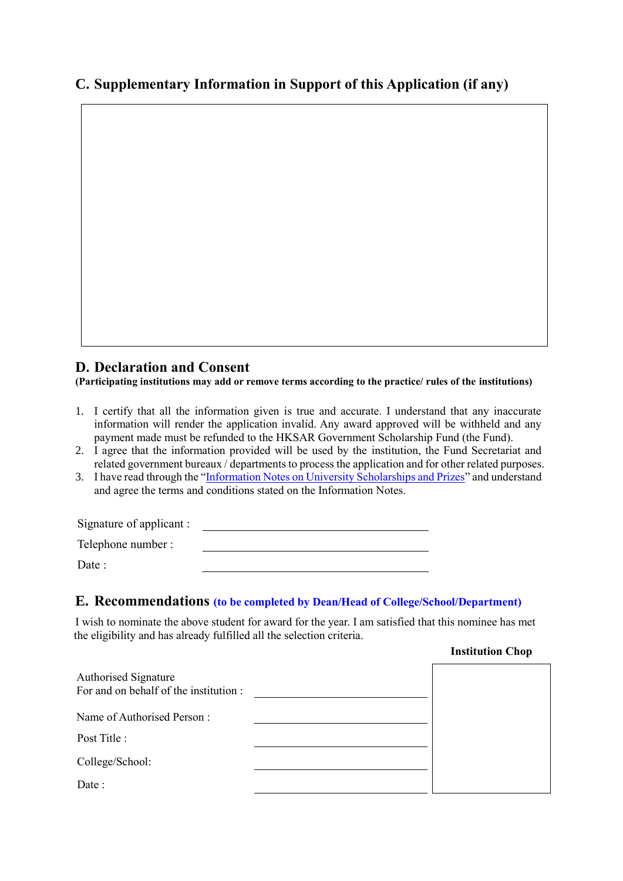## C. Supplementary Information in Support of this Application (if any)

## D. Declaration and Consent

**(Participating institutions may add or remove terms according to the practice/ rules of the institutions)**

1. I certify that all the information given is true and accurate. I understand that any inaccurate information will render the application invalid. Any award approved will be withheld and any payment made must be refunded to the HKSAR Government Scholarship Fund (the Fund).
2. I agree that the information provided will be used by the institution, the Fund Secretariat and related government bureaux / departments to process the application and for other related purposes.
3. I have read through the "Information Notes on University Scholarships and Prizes" and understand and agree the terms and conditions stated on the Information Notes.

Signature of applicant : ______________________________

Telephone number : ______________________________

Date : ______________________________

## E. Recommendations (to be completed by Dean/Head of College/School/Department)

I wish to nominate the above student for award for the year. I am satisfied that this nominee has met the eligibility and has already fulfilled all the selection criteria.

**Institution Chop**

Authorised Signature
For and on behalf of the institution : ______________________________

Name of Authorised Person : ______________________________

Post Title : ______________________________

College/School: ______________________________

Date : ______________________________